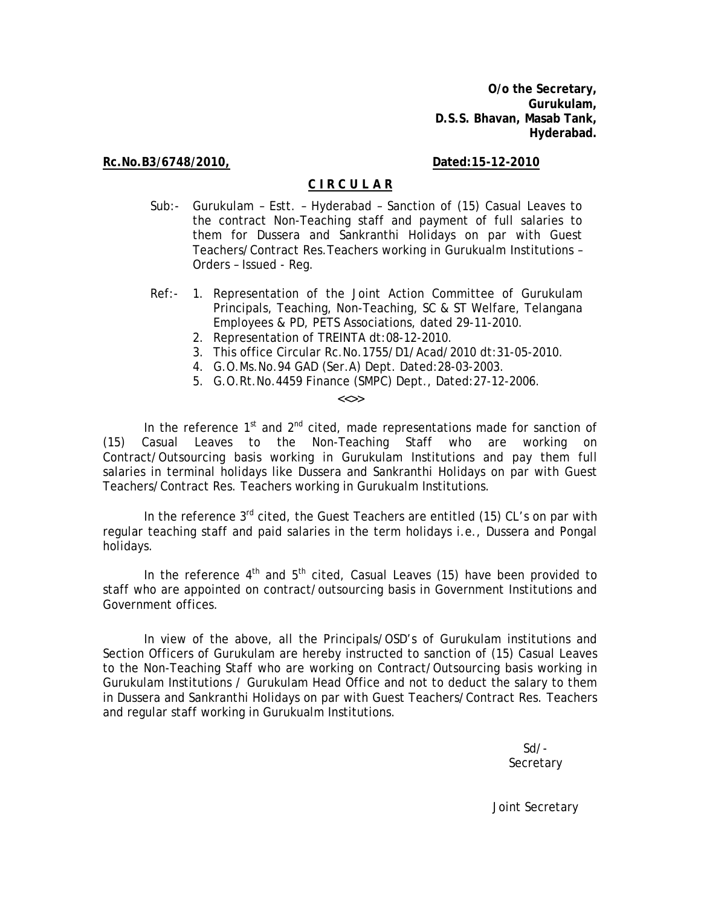**O/o the Secretary,**
**Gurukulam,**
**D.S.S. Bhavan, Masab Tank,**
**Hyderabad.**

**Rc.No.B3/6748/2010,** **Dated:15-12-2010**

## C I R C U L A R

Sub:- Gurukulam – Estt. – Hyderabad – Sanction of (15) Casual Leaves to the contract Non-Teaching staff and payment of full salaries to them for Dussera and Sankranthi Holidays on par with Guest Teachers/Contract Res.Teachers working in Gurukualm Institutions – Orders – Issued - Reg.

Ref:-
1. Representation of the Joint Action Committee of Gurukulam Principals, Teaching, Non-Teaching, SC & ST Welfare, Telangana Employees & PD, PETS Associations, dated 29-11-2010.
2. Representation of TREINTA dt:08-12-2010.
3. This office Circular Rc.No.1755/D1/Acad/2010 dt:31-05-2010.
4. G.O.Ms.No.94 GAD (Ser.A) Dept. Dated:28-03-2003.
5. G.O.Rt.No.4459 Finance (SMPC) Dept., Dated:27-12-2006.

<<>>

In the reference 1st and 2nd cited, made representations made for sanction of (15) Casual Leaves to the Non-Teaching Staff who are working on Contract/Outsourcing basis working in Gurukulam Institutions and pay them full salaries in terminal holidays like Dussera and Sankranthi Holidays on par with Guest Teachers/Contract Res. Teachers working in Gurukualm Institutions.

In the reference 3rd cited, the Guest Teachers are entitled (15) CL's on par with regular teaching staff and paid salaries in the term holidays i.e., Dussera and Pongal holidays.

In the reference 4th and 5th cited, Casual Leaves (15) have been provided to staff who are appointed on contract/outsourcing basis in Government Institutions and Government offices.

In view of the above, all the Principals/OSD's of Gurukulam institutions and Section Officers of Gurukulam are hereby instructed to sanction of (15) Casual Leaves to the Non-Teaching Staff who are working on Contract/Outsourcing basis working in Gurukulam Institutions / Gurukulam Head Office and not to deduct the salary to them in Dussera and Sankranthi Holidays on par with Guest Teachers/Contract Res. Teachers and regular staff working in Gurukualm Institutions.

Sd/-
Secretary

Joint Secretary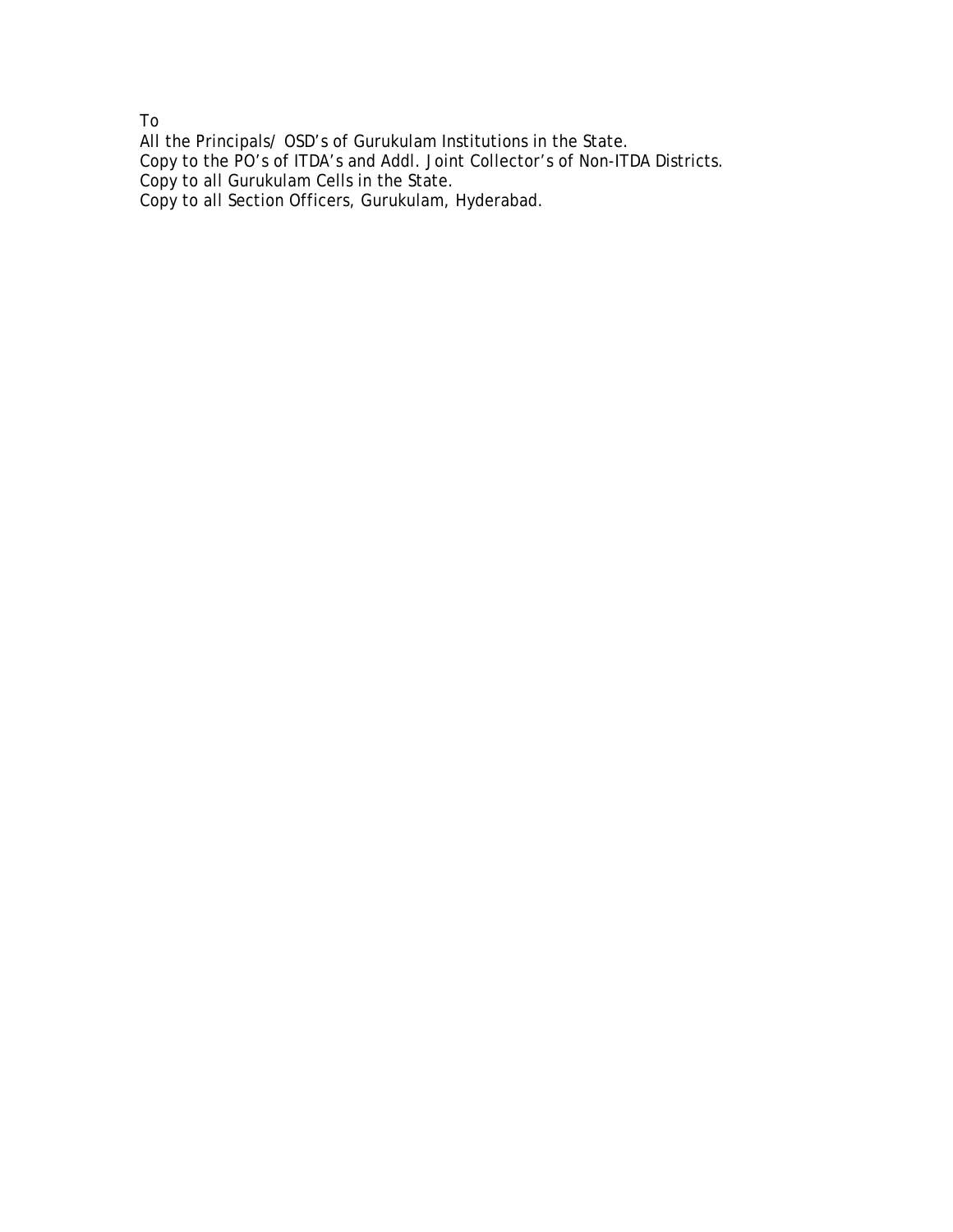To
All the Principals/ OSD's of Gurukulam Institutions in the State.
Copy to the PO's of ITDA's and Addl. Joint Collector's of Non-ITDA Districts.
Copy to all Gurukulam Cells in the State.
Copy to all Section Officers, Gurukulam, Hyderabad.